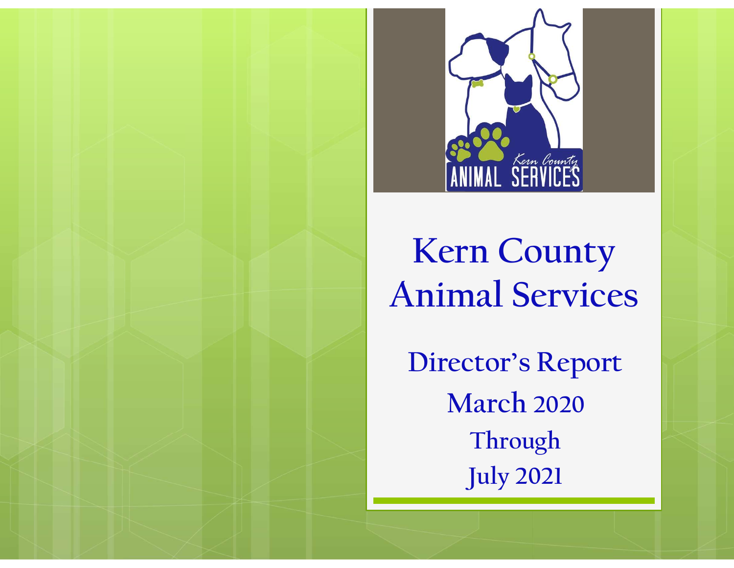# Kern County Animal Services

## Director's Report

**March 2020**

**Through**

**July 2021**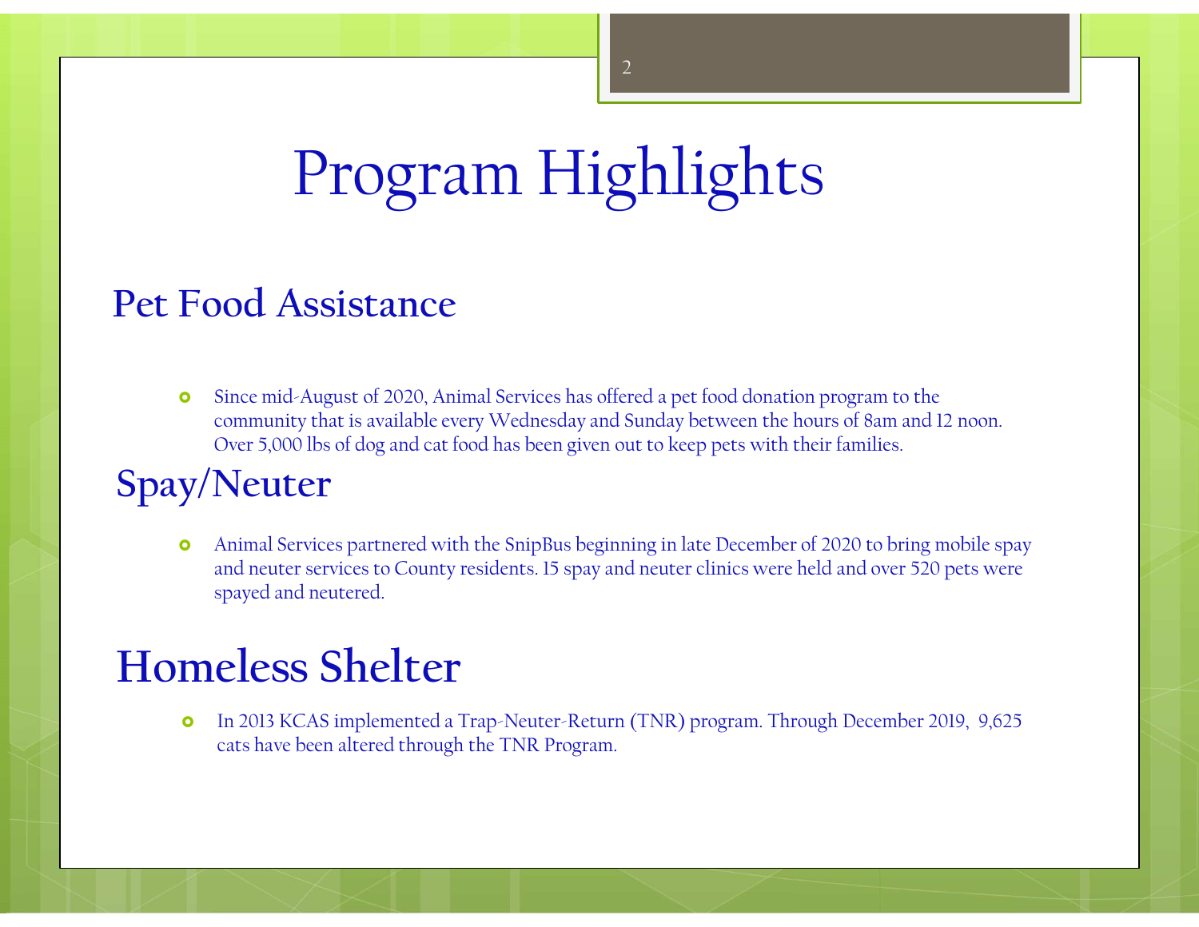# Program Highlights

## Pet Food Assistance

- Since mid-August of 2020, Animal Services has offered a pet food donation program to the community that is available every Wednesday and Sunday between the hours of 8am and 12 noon. Over 5,000 lbs of dog and cat food has been given out to keep pets with their families.

## Spay/Neuter

- Animal Services partnered with the SnipBus beginning in late December of 2020 to bring mobile spay and neuter services to County residents. 15 spay and neuter clinics were held and over 520 pets were spayed and neutered.

## Homeless Shelter

- In 2013 KCAS implemented a Trap-Neuter-Return (TNR) program. Through December 2019, 9,625 cats have been altered through the TNR Program.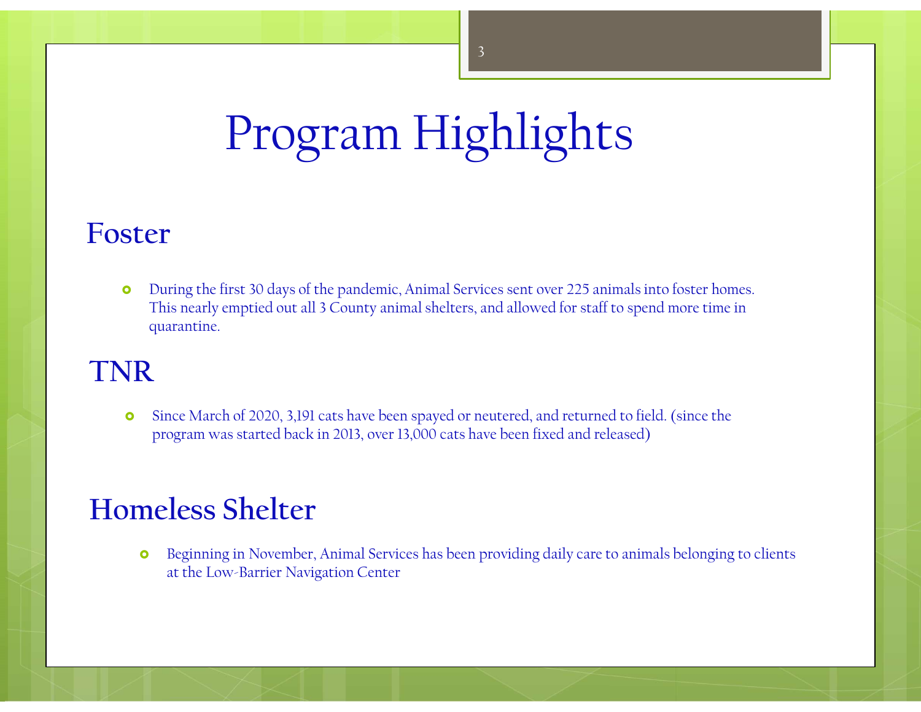# Program Highlights

## Foster

- During the first 30 days of the pandemic, Animal Services sent over 225 animals into foster homes. This nearly emptied out all 3 County animal shelters, and allowed for staff to spend more time in quarantine.

## TNR

- Since March of 2020, 3,191 cats have been spayed or neutered, and returned to field. (since the program was started back in 2013, over 13,000 cats have been fixed and released)

## Homeless Shelter

- Beginning in November, Animal Services has been providing daily care to animals belonging to clients at the Low-Barrier Navigation Center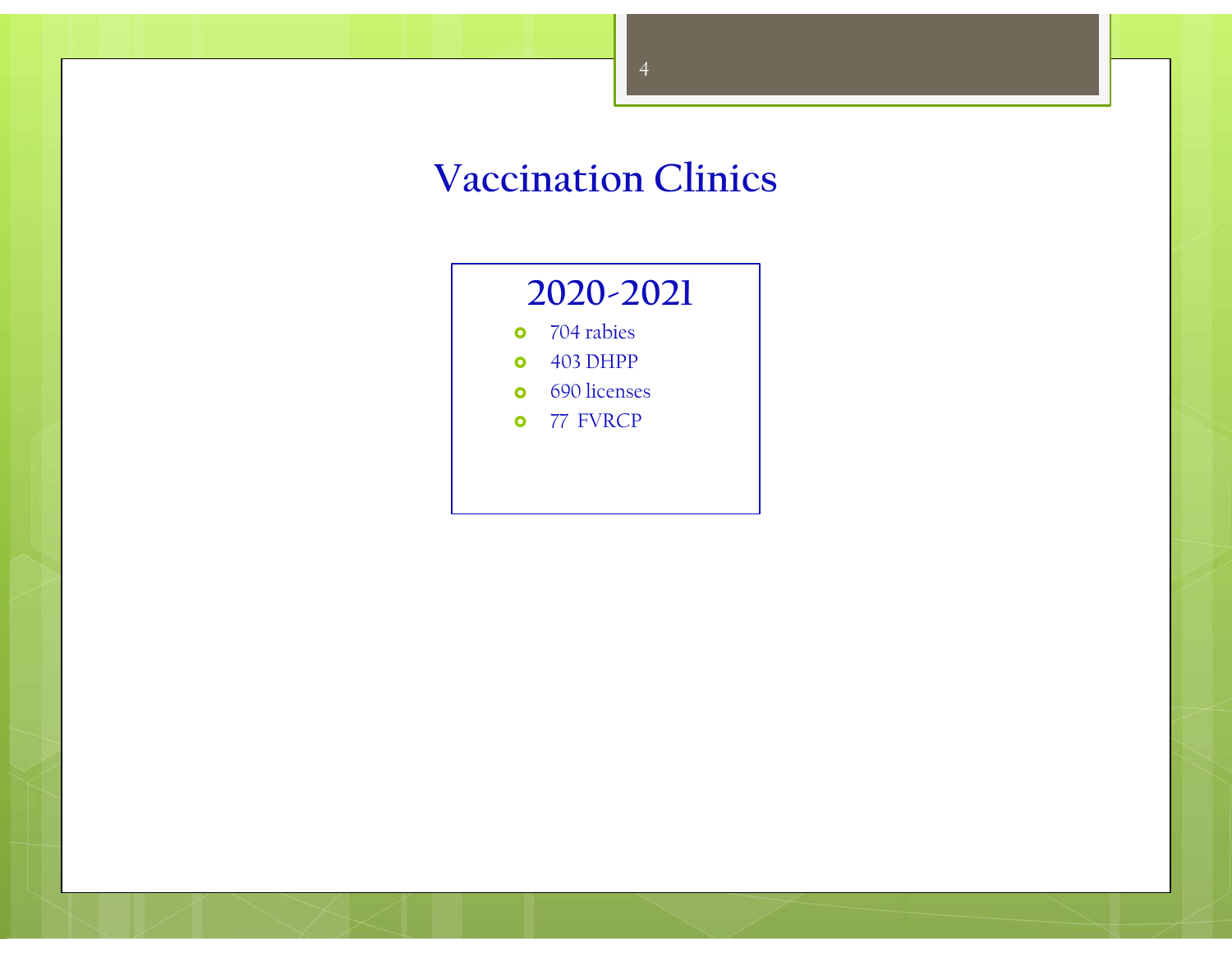# Vaccination Clinics

## 2020-2021

- 704 rabies
- 403 DHPP
- 690 licenses
- 77 FVRCP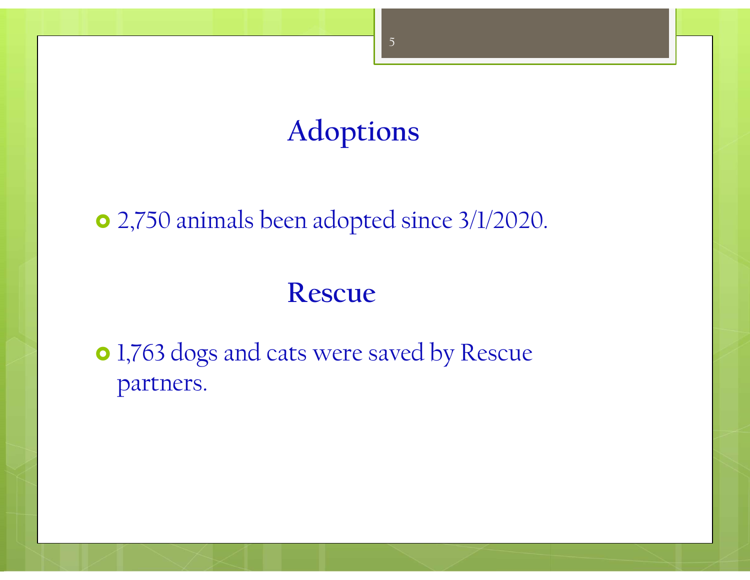## Adoptions

- 2,750 animals been adopted since 3/1/2020.

## Rescue

- 1,763 dogs and cats were saved by Rescue partners.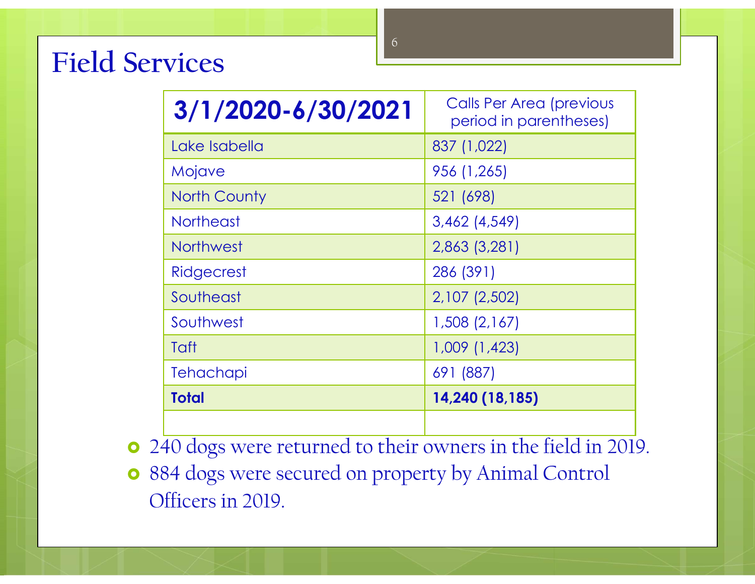# Field Services

| 3/1/2020-6/30/2021 | Calls Per Area (previous period in parentheses) |
|---|---|
| Lake Isabella | 837 (1,022) |
| Mojave | 956 (1,265) |
| North County | 521 (698) |
| Northeast | 3,462 (4,549) |
| Northwest | 2,863 (3,281) |
| Ridgecrest | 286 (391) |
| Southeast | 2,107 (2,502) |
| Southwest | 1,508 (2,167) |
| Taft | 1,009 (1,423) |
| Tehachapi | 691 (887) |
| **Total** | **14,240 (18,185)** |
| | |

- 240 dogs were returned to their owners in the field in 2019.
- 884 dogs were secured on property by Animal Control Officers in 2019.